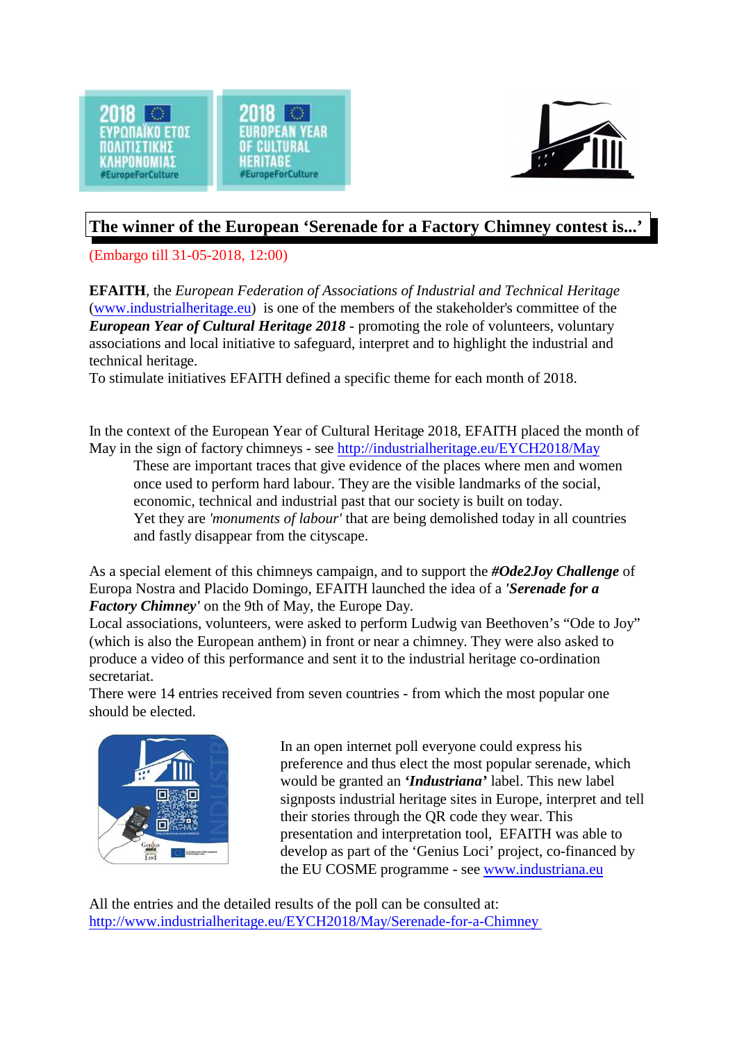## The winner of the European 'Serenade for a Factory Chimney contest is...'

(Embargo till 31-05-2018, 12:00)

**EFAITH**, the *European Federation of Associations of Industrial and Technical Heritage* (www.industrialheritage.eu) is one of the members of the stakeholder's committee of the ***European Year of Cultural Heritage 2018*** - promoting the role of volunteers, voluntary associations and local initiative to safeguard, interpret and to highlight the industrial and technical heritage.
To stimulate initiatives EFAITH defined a specific theme for each month of 2018.

In the context of the European Year of Cultural Heritage 2018, EFAITH placed the month of May in the sign of factory chimneys - see http://industrialheritage.eu/EYCH2018/May

> These are important traces that give evidence of the places where men and women once used to perform hard labour. They are the visible landmarks of the social, economic, technical and industrial past that our society is built on today.
> Yet they are *'monuments of labour'* that are being demolished today in all countries and fastly disappear from the cityscape.

As a special element of this chimneys campaign, and to support the ***#Ode2Joy Challenge*** of Europa Nostra and Placido Domingo, EFAITH launched the idea of a ***'Serenade for a Factory Chimney'*** on the 9th of May, the Europe Day.
Local associations, volunteers, were asked to perform Ludwig van Beethoven's "Ode to Joy" (which is also the European anthem) in front or near a chimney. They were also asked to produce a video of this performance and sent it to the industrial heritage co-ordination secretariat.
There were 14 entries received from seven countries - from which the most popular one should be elected.

In an open internet poll everyone could express his preference and thus elect the most popular serenade, which would be granted an ***'Industriana'*** label. This new label signposts industrial heritage sites in Europe, interpret and tell their stories through the QR code they wear. This presentation and interpretation tool, EFAITH was able to develop as part of the 'Genius Loci' project, co-financed by the EU COSME programme - see www.industriana.eu

All the entries and the detailed results of the poll can be consulted at:
http://www.industrialheritage.eu/EYCH2018/May/Serenade-for-a-Chimney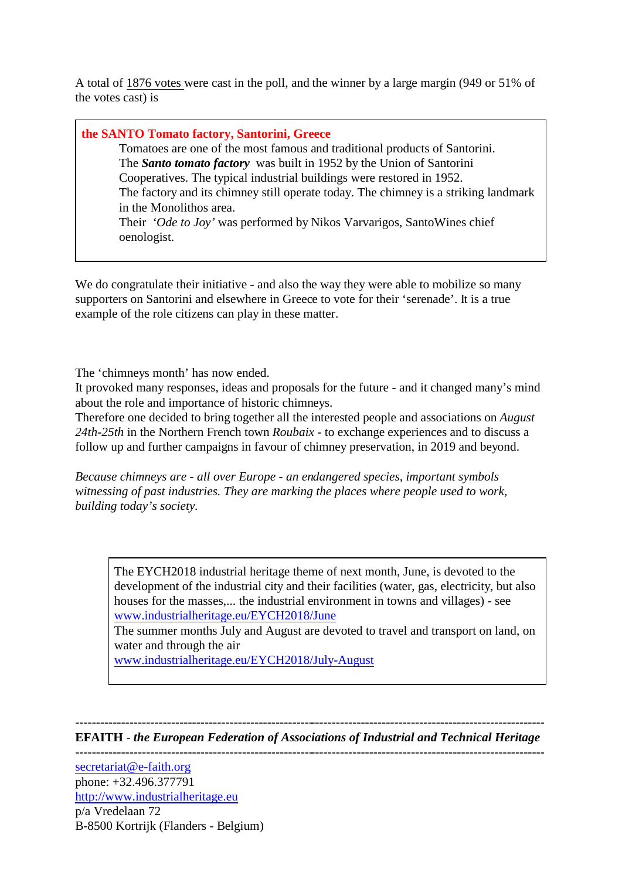A total of 1876 votes were cast in the poll, and the winner by a large margin (949 or 51% of the votes cast) is

**the SANTO Tomato factory, Santorini, Greece**

Tomatoes are one of the most famous and traditional products of Santorini.
The ***Santo tomato factory*** was built in 1952 by the Union of Santorini Cooperatives. The typical industrial buildings were restored in 1952.
The factory and its chimney still operate today. The chimney is a striking landmark in the Monolithos area.
Their *'Ode to Joy'* was performed by Nikos Varvarigos, SantoWines chief oenologist.

We do congratulate their initiative - and also the way they were able to mobilize so many supporters on Santorini and elsewhere in Greece to vote for their 'serenade'. It is a true example of the role citizens can play in these matter.

The 'chimneys month' has now ended.
It provoked many responses, ideas and proposals for the future - and it changed many's mind about the role and importance of historic chimneys.
Therefore one decided to bring together all the interested people and associations on *August 24th-25th* in the Northern French town *Roubaix* - to exchange experiences and to discuss a follow up and further campaigns in favour of chimney preservation, in 2019 and beyond.

*Because chimneys are - all over Europe - an endangered species, important symbols witnessing of past industries. They are marking the places where people used to work, building today's society.*

The EYCH2018 industrial heritage theme of next month, June, is devoted to the development of the industrial city and their facilities (water, gas, electricity, but also houses for the masses,... the industrial environment in towns and villages) - see www.industrialheritage.eu/EYCH2018/June
The summer months July and August are devoted to travel and transport on land, on water and through the air
www.industrialheritage.eu/EYCH2018/July-August

---

**EFAITH** - ***the European Federation of Associations of Industrial and Technical Heritage***

---

secretariat@e-faith.org
phone: +32.496.377791
http://www.industrialheritage.eu
p/a Vredelaan 72
B-8500 Kortrijk (Flanders - Belgium)